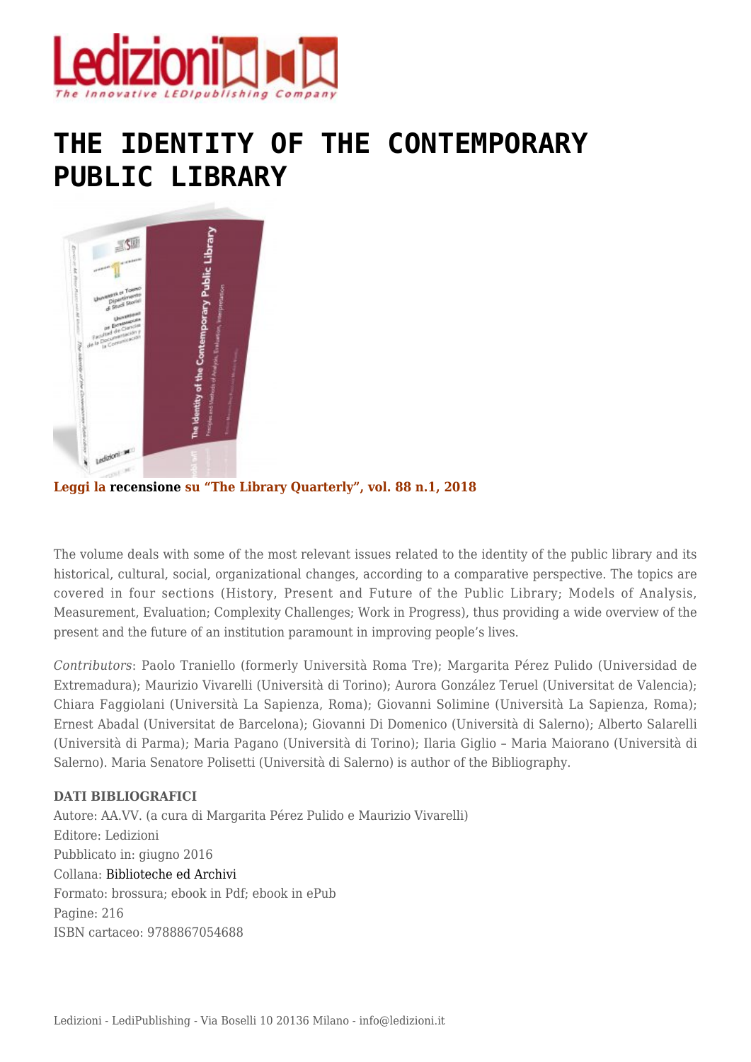# THE IDENTITY OF THE CONTEMPORARY PUBLIC LIBRARY

**Leggi la recensione su "The Library Quarterly", vol. 88 n.1, 2018**

The volume deals with some of the most relevant issues related to the identity of the public library and its historical, cultural, social, organizational changes, according to a comparative perspective. The topics are covered in four sections (History, Present and Future of the Public Library; Models of Analysis, Measurement, Evaluation; Complexity Challenges; Work in Progress), thus providing a wide overview of the present and the future of an institution paramount in improving people's lives.

*Contributors*: Paolo Traniello (formerly Università Roma Tre); Margarita Pérez Pulido (Universidad de Extremadura); Maurizio Vivarelli (Università di Torino); Aurora González Teruel (Universitat de Valencia); Chiara Faggiolani (Università La Sapienza, Roma); Giovanni Solimine (Università La Sapienza, Roma); Ernest Abadal (Universitat de Barcelona); Giovanni Di Domenico (Università di Salerno); Alberto Salarelli (Università di Parma); Maria Pagano (Università di Torino); Ilaria Giglio – Maria Maiorano (Università di Salerno). Maria Senatore Polisetti (Università di Salerno) is author of the Bibliography.

**DATI BIBLIOGRAFICI**
Autore: AA.VV. (a cura di Margarita Pérez Pulido e Maurizio Vivarelli)
Editore: Ledizioni
Pubblicato in: giugno 2016
Collana: Biblioteche ed Archivi
Formato: brossura; ebook in Pdf; ebook in ePub
Pagine: 216
ISBN cartaceo: 9788867054688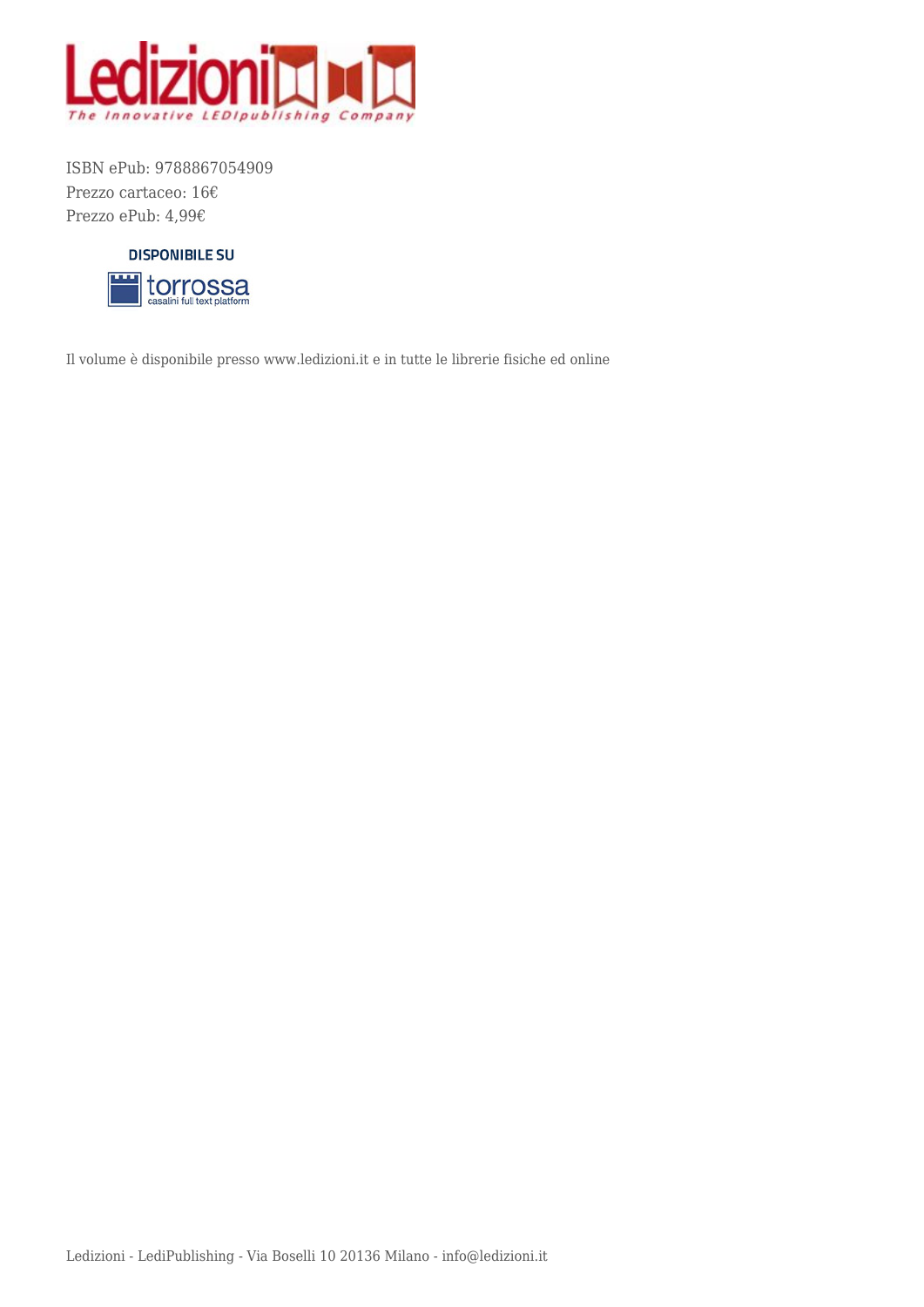ISBN ePub: 9788867054909
Prezzo cartaceo: 16€
Prezzo ePub: 4,99€

DISPONIBILE SU

Il volume è disponibile presso www.ledizioni.it e in tutte le librerie fisiche ed online

Ledizioni - LediPublishing - Via Boselli 10 20136 Milano - info@ledizioni.it